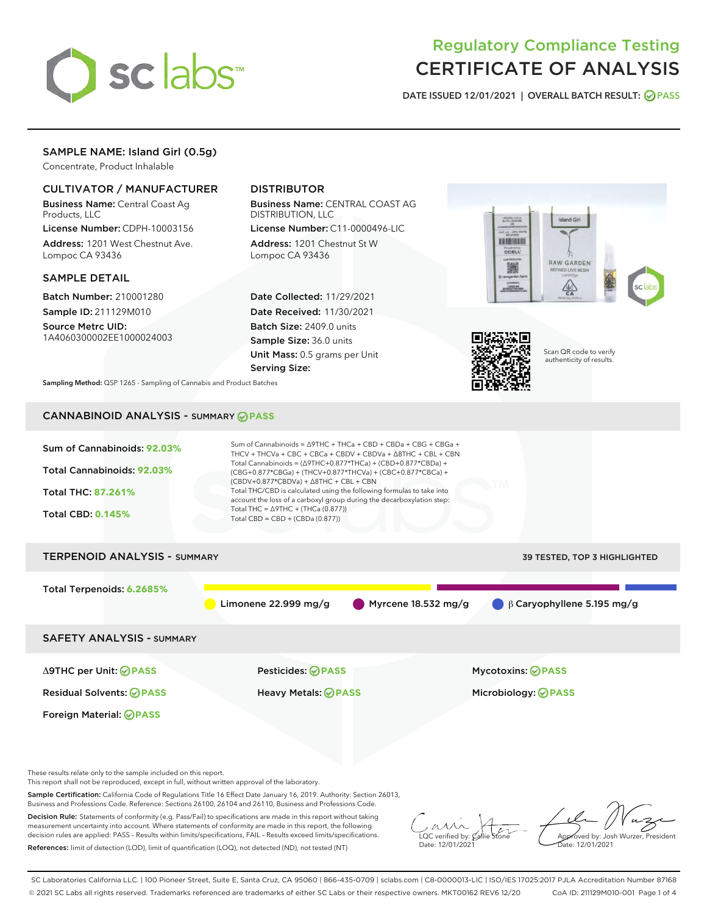# Regulatory Compliance Testing
# CERTIFICATE OF ANALYSIS

DATE ISSUED 12/01/2021 | OVERALL BATCH RESULT: PASS

## SAMPLE NAME: Island Girl (0.5g)

Concentrate, Product Inhalable

### CULTIVATOR / MANUFACTURER

**Business Name:** Central Coast Ag Products, LLC
**License Number:** CDPH-10003156
**Address:** 1201 West Chestnut Ave. Lompoc CA 93436

### DISTRIBUTOR

**Business Name:** CENTRAL COAST AG DISTRIBUTION, LLC
**License Number:** C11-0000496-LIC
**Address:** 1201 Chestnut St W Lompoc CA 93436

### SAMPLE DETAIL

**Batch Number:** 210001280
**Sample ID:** 211129M010
**Source Metrc UID:** 1A4060300002EE1000024003

**Date Collected:** 11/29/2021
**Date Received:** 11/30/2021
**Batch Size:** 2409.0 units
**Sample Size:** 36.0 units
**Unit Mass:** 0.5 grams per Unit
**Serving Size:**

Scan QR code to verify authenticity of results.

**Sampling Method:** QSP 1265 - Sampling of Cannabis and Product Batches

## CANNABINOID ANALYSIS - SUMMARY PASS

Sum of Cannabinoids: **92.03%**
Total Cannabinoids: **92.03%**
Total THC: **87.261%**
Total CBD: **0.145%**

Sum of Cannabinoids = Δ9THC + THCa + CBD + CBDa + CBG + CBGa + THCV + THCVa + CBC + CBCa + CBDV + CBDVa + Δ8THC + CBL + CBN
Total Cannabinoids = (Δ9THC+0.877*THCa) + (CBD+0.877*CBDa) + (CBG+0.877*CBGa) + (THCV+0.877*THCVa) + (CBC+0.877*CBCa) + (CBDV+0.877*CBDVa) + Δ8THC + CBL + CBN
Total THC/CBD is calculated using the following formulas to take into account the loss of a carboxyl group during the decarboxylation step:
Total THC = Δ9THC + (THCa (0.877))
Total CBD = CBD + (CBDa (0.877))

## TERPENOID ANALYSIS - SUMMARY

39 TESTED, TOP 3 HIGHLIGHTED

Total Terpenoids: **6.2685%**

Limonene 22.999 mg/g | Myrcene 18.532 mg/g | β Caryophyllene 5.195 mg/g

## SAFETY ANALYSIS - SUMMARY

| | | |
|---|---|---|
| Δ9THC per Unit: PASS | Pesticides: PASS | Mycotoxins: PASS |
| Residual Solvents: PASS | Heavy Metals: PASS | Microbiology: PASS |
| Foreign Material: PASS | | |

These results relate only to the sample included on this report.
This report shall not be reproduced, except in full, without written approval of the laboratory.

**Sample Certification:** California Code of Regulations Title 16 Effect Date January 16, 2019. Authority: Section 26013, Business and Professions Code. Reference: Sections 26100, 26104 and 26110, Business and Professions Code.

**Decision Rule:** Statements of conformity (e.g. Pass/Fail) to specifications are made in this report without taking measurement uncertainty into account. Where statements of conformity are made in this report, the following decision rules are applied: PASS – Results within limits/specifications, FAIL – Results exceed limits/specifications.

**References:** limit of detection (LOD), limit of quantification (LOQ), not detected (ND), not tested (NT)

LQC verified by: Callie Stone
Date: 12/01/2021

Approved by: Josh Wurzer, President
Date: 12/01/2021

SC Laboratories California LLC. | 100 Pioneer Street, Suite E, Santa Cruz, CA 95060 | 866-435-0709 | sclabs.com | C8-0000013-LIC | ISO/IES 17025:2017 PJLA Accreditation Number 87168
© 2021 SC Labs all rights reserved. Trademarks referenced are trademarks of either SC Labs or their respective owners. MKT00162 REV6 12/20 CoA ID: 211129M010-001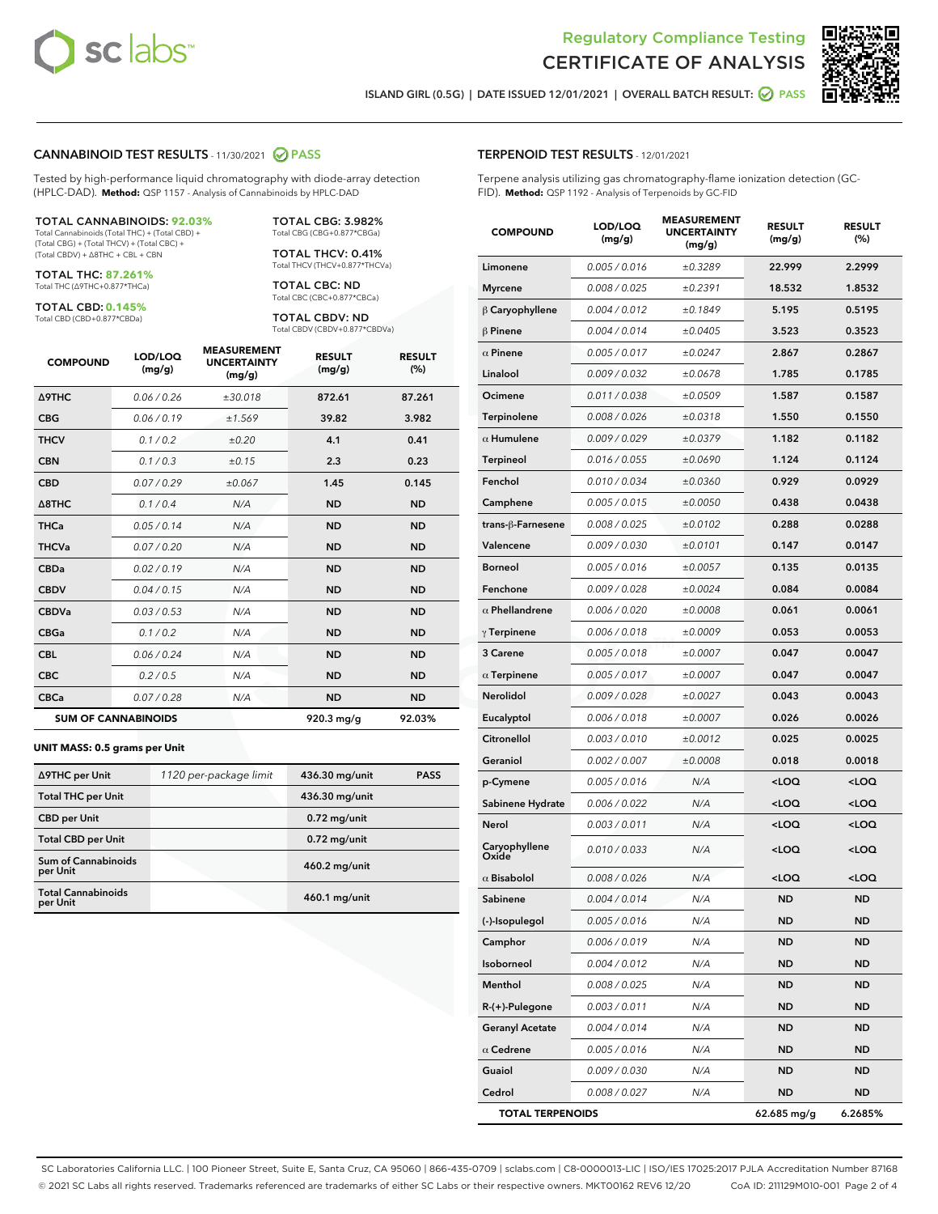Regulatory Compliance Testing

# CERTIFICATE OF ANALYSIS

ISLAND GIRL (0.5G) | DATE ISSUED 12/01/2021 | OVERALL BATCH RESULT: PASS

## CANNABINOID TEST RESULTS - 11/30/2021 PASS

Tested by high-performance liquid chromatography with diode-array detection (HPLC-DAD). **Method:** QSP 1157 - Analysis of Cannabinoids by HPLC-DAD

**TOTAL CANNABINOIDS: 92.03%**
Total Cannabinoids (Total THC) + (Total CBD) + (Total CBG) + (Total THCV) + (Total CBC) + (Total CBDV) + Δ8THC + CBL + CBN

**TOTAL THC: 87.261%**
Total THC (Δ9THC+0.877*THCa)

**TOTAL CBD: 0.145%**
Total CBD (CBD+0.877*CBDa)

**TOTAL CBG: 3.982%**
Total CBG (CBG+0.877*CBGa)

**TOTAL THCV: 0.41%**
Total THCV (THCV+0.877*THCVa)

**TOTAL CBC: ND**
Total CBC (CBC+0.877*CBCa)

**TOTAL CBDV: ND**
Total CBDV (CBDV+0.877*CBDVa)

| COMPOUND | LOD/LOQ (mg/g) | MEASUREMENT UNCERTAINTY (mg/g) | RESULT (mg/g) | RESULT (%) |
|---|---|---|---|---|
| Δ9THC | 0.06 / 0.26 | ±30.018 | 872.61 | 87.261 |
| CBG | 0.06 / 0.19 | ±1.569 | 39.82 | 3.982 |
| THCV | 0.1 / 0.2 | ±0.20 | 4.1 | 0.41 |
| CBN | 0.1 / 0.3 | ±0.15 | 2.3 | 0.23 |
| CBD | 0.07 / 0.29 | ±0.067 | 1.45 | 0.145 |
| Δ8THC | 0.1 / 0.4 | N/A | ND | ND |
| THCa | 0.05 / 0.14 | N/A | ND | ND |
| THCVa | 0.07 / 0.20 | N/A | ND | ND |
| CBDa | 0.02 / 0.19 | N/A | ND | ND |
| CBDV | 0.04 / 0.15 | N/A | ND | ND |
| CBDVa | 0.03 / 0.53 | N/A | ND | ND |
| CBGa | 0.1 / 0.2 | N/A | ND | ND |
| CBL | 0.06 / 0.24 | N/A | ND | ND |
| CBC | 0.2 / 0.5 | N/A | ND | ND |
| CBCa | 0.07 / 0.28 | N/A | ND | ND |
| **SUM OF CANNABINOIDS** | | | 920.3 mg/g | 92.03% |

**UNIT MASS: 0.5 grams per Unit**

| | | | |
|---|---|---|---|
| Δ9THC per Unit | 1120 per-package limit | 436.30 mg/unit | PASS |
| Total THC per Unit | | 436.30 mg/unit | |
| CBD per Unit | | 0.72 mg/unit | |
| Total CBD per Unit | | 0.72 mg/unit | |
| Sum of Cannabinoids per Unit | | 460.2 mg/unit | |
| Total Cannabinoids per Unit | | 460.1 mg/unit | |

## TERPENOID TEST RESULTS - 12/01/2021

Terpene analysis utilizing gas chromatography-flame ionization detection (GC-FID). **Method:** QSP 1192 - Analysis of Terpenoids by GC-FID

| COMPOUND | LOD/LOQ (mg/g) | MEASUREMENT UNCERTAINTY (mg/g) | RESULT (mg/g) | RESULT (%) |
|---|---|---|---|---|
| Limonene | 0.005 / 0.016 | ±0.3289 | 22.999 | 2.2999 |
| Myrcene | 0.008 / 0.025 | ±0.2391 | 18.532 | 1.8532 |
| β Caryophyllene | 0.004 / 0.012 | ±0.1849 | 5.195 | 0.5195 |
| β Pinene | 0.004 / 0.014 | ±0.0405 | 3.523 | 0.3523 |
| α Pinene | 0.005 / 0.017 | ±0.0247 | 2.867 | 0.2867 |
| Linalool | 0.009 / 0.032 | ±0.0678 | 1.785 | 0.1785 |
| Ocimene | 0.011 / 0.038 | ±0.0509 | 1.587 | 0.1587 |
| Terpinolene | 0.008 / 0.026 | ±0.0318 | 1.550 | 0.1550 |
| α Humulene | 0.009 / 0.029 | ±0.0379 | 1.182 | 0.1182 |
| Terpineol | 0.016 / 0.055 | ±0.0690 | 1.124 | 0.1124 |
| Fenchol | 0.010 / 0.034 | ±0.0360 | 0.929 | 0.0929 |
| Camphene | 0.005 / 0.015 | ±0.0050 | 0.438 | 0.0438 |
| trans-β-Farnesene | 0.008 / 0.025 | ±0.0102 | 0.288 | 0.0288 |
| Valencene | 0.009 / 0.030 | ±0.0101 | 0.147 | 0.0147 |
| Borneol | 0.005 / 0.016 | ±0.0057 | 0.135 | 0.0135 |
| Fenchone | 0.009 / 0.028 | ±0.0024 | 0.084 | 0.0084 |
| α Phellandrene | 0.006 / 0.020 | ±0.0008 | 0.061 | 0.0061 |
| γ Terpinene | 0.006 / 0.018 | ±0.0009 | 0.053 | 0.0053 |
| 3 Carene | 0.005 / 0.018 | ±0.0007 | 0.047 | 0.0047 |
| α Terpinene | 0.005 / 0.017 | ±0.0007 | 0.047 | 0.0047 |
| Nerolidol | 0.009 / 0.028 | ±0.0027 | 0.043 | 0.0043 |
| Eucalyptol | 0.006 / 0.018 | ±0.0007 | 0.026 | 0.0026 |
| Citronellol | 0.003 / 0.010 | ±0.0012 | 0.025 | 0.0025 |
| Geraniol | 0.002 / 0.007 | ±0.0008 | 0.018 | 0.0018 |
| p-Cymene | 0.005 / 0.016 | N/A | <LOQ | <LOQ |
| Sabinene Hydrate | 0.006 / 0.022 | N/A | <LOQ | <LOQ |
| Nerol | 0.003 / 0.011 | N/A | <LOQ | <LOQ |
| Caryophyllene Oxide | 0.010 / 0.033 | N/A | <LOQ | <LOQ |
| α Bisabolol | 0.008 / 0.026 | N/A | <LOQ | <LOQ |
| Sabinene | 0.004 / 0.014 | N/A | ND | ND |
| (-)-Isopulegol | 0.005 / 0.016 | N/A | ND | ND |
| Camphor | 0.006 / 0.019 | N/A | ND | ND |
| Isoborneol | 0.004 / 0.012 | N/A | ND | ND |
| Menthol | 0.008 / 0.025 | N/A | ND | ND |
| R-(+)-Pulegone | 0.003 / 0.011 | N/A | ND | ND |
| Geranyl Acetate | 0.004 / 0.014 | N/A | ND | ND |
| α Cedrene | 0.005 / 0.016 | N/A | ND | ND |
| Guaiol | 0.009 / 0.030 | N/A | ND | ND |
| Cedrol | 0.008 / 0.027 | N/A | ND | ND |
| **TOTAL TERPENOIDS** | | | 62.685 mg/g | 6.2685% |

SC Laboratories California LLC. | 100 Pioneer Street, Suite E, Santa Cruz, CA 95060 | 866-435-0709 | sclabs.com | C8-0000013-LIC | ISO/IES 17025:2017 PJLA Accreditation Number 87168
© 2021 SC Labs all rights reserved. Trademarks referenced are trademarks of either SC Labs or their respective owners. MKT00162 REV6 12/20 CoA ID: 211129M010-001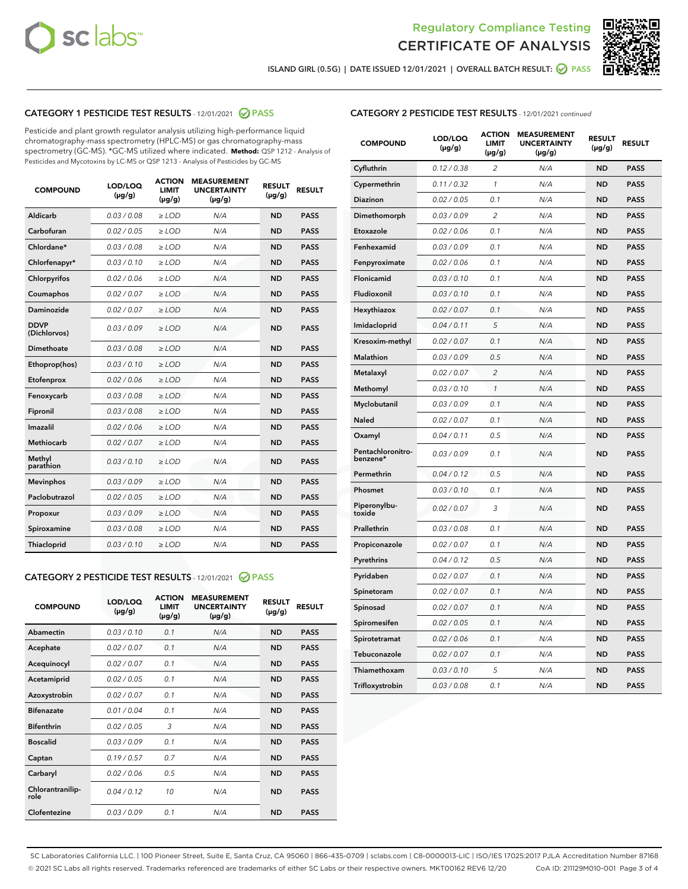Regulatory Compliance Testing

# CERTIFICATE OF ANALYSIS

ISLAND GIRL (0.5G) | DATE ISSUED 12/01/2021 | OVERALL BATCH RESULT: PASS

## CATEGORY 1 PESTICIDE TEST RESULTS - 12/01/2021 PASS

Pesticide and plant growth regulator analysis utilizing high-performance liquid chromatography-mass spectrometry (HPLC-MS) or gas chromatography-mass spectrometry (GC-MS). *GC-MS utilized where indicated. **Method:** QSP 1212 - Analysis of Pesticides and Mycotoxins by LC-MS or QSP 1213 - Analysis of Pesticides by GC-MS

| COMPOUND | LOD/LOQ (µg/g) | ACTION LIMIT (µg/g) | MEASUREMENT UNCERTAINTY (µg/g) | RESULT (µg/g) | RESULT |
|---|---|---|---|---|---|
| Aldicarb | 0.03 / 0.08 | ≥ LOD | N/A | ND | PASS |
| Carbofuran | 0.02 / 0.05 | ≥ LOD | N/A | ND | PASS |
| Chlordane* | 0.03 / 0.08 | ≥ LOD | N/A | ND | PASS |
| Chlorfenapyr* | 0.03 / 0.10 | ≥ LOD | N/A | ND | PASS |
| Chlorpyrifos | 0.02 / 0.06 | ≥ LOD | N/A | ND | PASS |
| Coumaphos | 0.02 / 0.07 | ≥ LOD | N/A | ND | PASS |
| Daminozide | 0.02 / 0.07 | ≥ LOD | N/A | ND | PASS |
| DDVP (Dichlorvos) | 0.03 / 0.09 | ≥ LOD | N/A | ND | PASS |
| Dimethoate | 0.03 / 0.08 | ≥ LOD | N/A | ND | PASS |
| Ethoprop(hos) | 0.03 / 0.10 | ≥ LOD | N/A | ND | PASS |
| Etofenprox | 0.02 / 0.06 | ≥ LOD | N/A | ND | PASS |
| Fenoxycarb | 0.03 / 0.08 | ≥ LOD | N/A | ND | PASS |
| Fipronil | 0.03 / 0.08 | ≥ LOD | N/A | ND | PASS |
| Imazalil | 0.02 / 0.06 | ≥ LOD | N/A | ND | PASS |
| Methiocarb | 0.02 / 0.07 | ≥ LOD | N/A | ND | PASS |
| Methyl parathion | 0.03 / 0.10 | ≥ LOD | N/A | ND | PASS |
| Mevinphos | 0.03 / 0.09 | ≥ LOD | N/A | ND | PASS |
| Paclobutrazol | 0.02 / 0.05 | ≥ LOD | N/A | ND | PASS |
| Propoxur | 0.03 / 0.09 | ≥ LOD | N/A | ND | PASS |
| Spiroxamine | 0.03 / 0.08 | ≥ LOD | N/A | ND | PASS |
| Thiacloprid | 0.03 / 0.10 | ≥ LOD | N/A | ND | PASS |

## CATEGORY 2 PESTICIDE TEST RESULTS - 12/01/2021 PASS

| COMPOUND | LOD/LOQ (µg/g) | ACTION LIMIT (µg/g) | MEASUREMENT UNCERTAINTY (µg/g) | RESULT (µg/g) | RESULT |
|---|---|---|---|---|---|
| Abamectin | 0.03 / 0.10 | 0.1 | N/A | ND | PASS |
| Acephate | 0.02 / 0.07 | 0.1 | N/A | ND | PASS |
| Acequinocyl | 0.02 / 0.07 | 0.1 | N/A | ND | PASS |
| Acetamiprid | 0.02 / 0.05 | 0.1 | N/A | ND | PASS |
| Azoxystrobin | 0.02 / 0.07 | 0.1 | N/A | ND | PASS |
| Bifenazate | 0.01 / 0.04 | 0.1 | N/A | ND | PASS |
| Bifenthrin | 0.02 / 0.05 | 3 | N/A | ND | PASS |
| Boscalid | 0.03 / 0.09 | 0.1 | N/A | ND | PASS |
| Captan | 0.19 / 0.57 | 0.7 | N/A | ND | PASS |
| Carbaryl | 0.02 / 0.06 | 0.5 | N/A | ND | PASS |
| Chlorantraniliprole | 0.04 / 0.12 | 10 | N/A | ND | PASS |
| Clofentezine | 0.03 / 0.09 | 0.1 | N/A | ND | PASS |
| Cyfluthrin | 0.12 / 0.38 | 2 | N/A | ND | PASS |
| Cypermethrin | 0.11 / 0.32 | 1 | N/A | ND | PASS |
| Diazinon | 0.02 / 0.05 | 0.1 | N/A | ND | PASS |
| Dimethomorph | 0.03 / 0.09 | 2 | N/A | ND | PASS |
| Etoxazole | 0.02 / 0.06 | 0.1 | N/A | ND | PASS |
| Fenhexamid | 0.03 / 0.09 | 0.1 | N/A | ND | PASS |
| Fenpyroximate | 0.02 / 0.06 | 0.1 | N/A | ND | PASS |
| Flonicamid | 0.03 / 0.10 | 0.1 | N/A | ND | PASS |
| Fludioxonil | 0.03 / 0.10 | 0.1 | N/A | ND | PASS |
| Hexythiazox | 0.02 / 0.07 | 0.1 | N/A | ND | PASS |
| Imidacloprid | 0.04 / 0.11 | 5 | N/A | ND | PASS |
| Kresoxim-methyl | 0.02 / 0.07 | 0.1 | N/A | ND | PASS |
| Malathion | 0.03 / 0.09 | 0.5 | N/A | ND | PASS |
| Metalaxyl | 0.02 / 0.07 | 2 | N/A | ND | PASS |
| Methomyl | 0.03 / 0.10 | 1 | N/A | ND | PASS |
| Myclobutanil | 0.03 / 0.09 | 0.1 | N/A | ND | PASS |
| Naled | 0.02 / 0.07 | 0.1 | N/A | ND | PASS |
| Oxamyl | 0.04 / 0.11 | 0.5 | N/A | ND | PASS |
| Pentachloronitrobenzene* | 0.03 / 0.09 | 0.1 | N/A | ND | PASS |
| Permethrin | 0.04 / 0.12 | 0.5 | N/A | ND | PASS |
| Phosmet | 0.03 / 0.10 | 0.1 | N/A | ND | PASS |
| Piperonylbutoxide | 0.02 / 0.07 | 3 | N/A | ND | PASS |
| Prallethrin | 0.03 / 0.08 | 0.1 | N/A | ND | PASS |
| Propiconazole | 0.02 / 0.07 | 0.1 | N/A | ND | PASS |
| Pyrethrins | 0.04 / 0.12 | 0.5 | N/A | ND | PASS |
| Pyridaben | 0.02 / 0.07 | 0.1 | N/A | ND | PASS |
| Spinetoram | 0.02 / 0.07 | 0.1 | N/A | ND | PASS |
| Spinosad | 0.02 / 0.07 | 0.1 | N/A | ND | PASS |
| Spiromesifen | 0.02 / 0.05 | 0.1 | N/A | ND | PASS |
| Spirotetramat | 0.02 / 0.06 | 0.1 | N/A | ND | PASS |
| Tebuconazole | 0.02 / 0.07 | 0.1 | N/A | ND | PASS |
| Thiamethoxam | 0.03 / 0.10 | 5 | N/A | ND | PASS |
| Trifloxystrobin | 0.03 / 0.08 | 0.1 | N/A | ND | PASS |

SC Laboratories California LLC. | 100 Pioneer Street, Suite E, Santa Cruz, CA 95060 | 866-435-0709 | sclabs.com | C8-0000013-LIC | ISO/IES 17025:2017 PJLA Accreditation Number 87168
© 2021 SC Labs all rights reserved. Trademarks referenced are trademarks of either SC Labs or their respective owners. MKT00162 REV6 12/20 CoA ID: 211129M010-001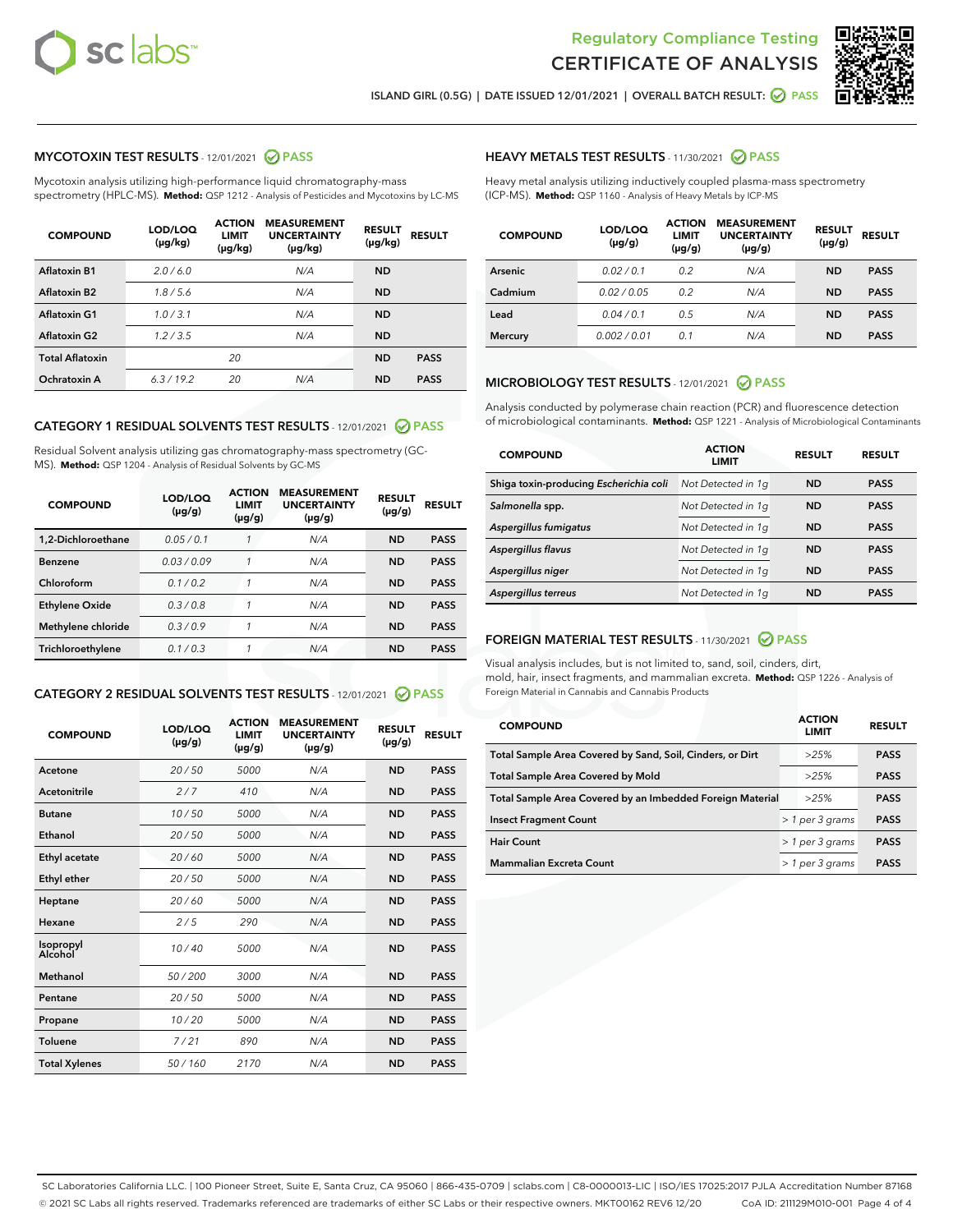Regulatory Compliance Testing
CERTIFICATE OF ANALYSIS

ISLAND GIRL (0.5G) | DATE ISSUED 12/01/2021 | OVERALL BATCH RESULT: PASS

## MYCOTOXIN TEST RESULTS - 12/01/2021 PASS

Mycotoxin analysis utilizing high-performance liquid chromatography-mass spectrometry (HPLC-MS). **Method:** QSP 1212 - Analysis of Pesticides and Mycotoxins by LC-MS

| COMPOUND | LOD/LOQ (µg/kg) | ACTION LIMIT (µg/kg) | MEASUREMENT UNCERTAINTY (µg/kg) | RESULT (µg/kg) | RESULT |
|---|---|---|---|---|---|
| Aflatoxin B1 | 2.0 / 6.0 | | N/A | ND | |
| Aflatoxin B2 | 1.8 / 5.6 | | N/A | ND | |
| Aflatoxin G1 | 1.0 / 3.1 | | N/A | ND | |
| Aflatoxin G2 | 1.2 / 3.5 | | N/A | ND | |
| Total Aflatoxin | | 20 | | ND | PASS |
| Ochratoxin A | 6.3 / 19.2 | 20 | N/A | ND | PASS |

## CATEGORY 1 RESIDUAL SOLVENTS TEST RESULTS - 12/01/2021 PASS

Residual Solvent analysis utilizing gas chromatography-mass spectrometry (GC-MS). **Method:** QSP 1204 - Analysis of Residual Solvents by GC-MS

| COMPOUND | LOD/LOQ (µg/g) | ACTION LIMIT (µg/g) | MEASUREMENT UNCERTAINTY (µg/g) | RESULT (µg/g) | RESULT |
|---|---|---|---|---|---|
| 1,2-Dichloroethane | 0.05 / 0.1 | 1 | N/A | ND | PASS |
| Benzene | 0.03 / 0.09 | 1 | N/A | ND | PASS |
| Chloroform | 0.1 / 0.2 | 1 | N/A | ND | PASS |
| Ethylene Oxide | 0.3 / 0.8 | 1 | N/A | ND | PASS |
| Methylene chloride | 0.3 / 0.9 | 1 | N/A | ND | PASS |
| Trichloroethylene | 0.1 / 0.3 | 1 | N/A | ND | PASS |

## CATEGORY 2 RESIDUAL SOLVENTS TEST RESULTS - 12/01/2021 PASS

| COMPOUND | LOD/LOQ (µg/g) | ACTION LIMIT (µg/g) | MEASUREMENT UNCERTAINTY (µg/g) | RESULT (µg/g) | RESULT |
|---|---|---|---|---|---|
| Acetone | 20 / 50 | 5000 | N/A | ND | PASS |
| Acetonitrile | 2 / 7 | 410 | N/A | ND | PASS |
| Butane | 10 / 50 | 5000 | N/A | ND | PASS |
| Ethanol | 20 / 50 | 5000 | N/A | ND | PASS |
| Ethyl acetate | 20 / 60 | 5000 | N/A | ND | PASS |
| Ethyl ether | 20 / 50 | 5000 | N/A | ND | PASS |
| Heptane | 20 / 60 | 5000 | N/A | ND | PASS |
| Hexane | 2 / 5 | 290 | N/A | ND | PASS |
| Isopropyl Alcohol | 10 / 40 | 5000 | N/A | ND | PASS |
| Methanol | 50 / 200 | 3000 | N/A | ND | PASS |
| Pentane | 20 / 50 | 5000 | N/A | ND | PASS |
| Propane | 10 / 20 | 5000 | N/A | ND | PASS |
| Toluene | 7 / 21 | 890 | N/A | ND | PASS |
| Total Xylenes | 50 / 160 | 2170 | N/A | ND | PASS |

## HEAVY METALS TEST RESULTS - 11/30/2021 PASS

Heavy metal analysis utilizing inductively coupled plasma-mass spectrometry (ICP-MS). **Method:** QSP 1160 - Analysis of Heavy Metals by ICP-MS

| COMPOUND | LOD/LOQ (µg/g) | ACTION LIMIT (µg/g) | MEASUREMENT UNCERTAINTY (µg/g) | RESULT (µg/g) | RESULT |
|---|---|---|---|---|---|
| Arsenic | 0.02 / 0.1 | 0.2 | N/A | ND | PASS |
| Cadmium | 0.02 / 0.05 | 0.2 | N/A | ND | PASS |
| Lead | 0.04 / 0.1 | 0.5 | N/A | ND | PASS |
| Mercury | 0.002 / 0.01 | 0.1 | N/A | ND | PASS |

## MICROBIOLOGY TEST RESULTS - 12/01/2021 PASS

Analysis conducted by polymerase chain reaction (PCR) and fluorescence detection of microbiological contaminants. **Method:** QSP 1221 - Analysis of Microbiological Contaminants

| COMPOUND | ACTION LIMIT | RESULT | RESULT |
|---|---|---|---|
| Shiga toxin-producing *Escherichia coli* | Not Detected in 1g | ND | PASS |
| *Salmonella* spp. | Not Detected in 1g | ND | PASS |
| *Aspergillus fumigatus* | Not Detected in 1g | ND | PASS |
| *Aspergillus flavus* | Not Detected in 1g | ND | PASS |
| *Aspergillus niger* | Not Detected in 1g | ND | PASS |
| *Aspergillus terreus* | Not Detected in 1g | ND | PASS |

## FOREIGN MATERIAL TEST RESULTS - 11/30/2021 PASS

Visual analysis includes, but is not limited to, sand, soil, cinders, dirt, mold, hair, insect fragments, and mammalian excreta. **Method:** QSP 1226 - Analysis of Foreign Material in Cannabis and Cannabis Products

| COMPOUND | ACTION LIMIT | RESULT |
|---|---|---|
| Total Sample Area Covered by Sand, Soil, Cinders, or Dirt | >25% | PASS |
| Total Sample Area Covered by Mold | >25% | PASS |
| Total Sample Area Covered by an Imbedded Foreign Material | >25% | PASS |
| Insect Fragment Count | > 1 per 3 grams | PASS |
| Hair Count | > 1 per 3 grams | PASS |
| Mammalian Excreta Count | > 1 per 3 grams | PASS |

SC Laboratories California LLC. | 100 Pioneer Street, Suite E, Santa Cruz, CA 95060 | 866-435-0709 | sclabs.com | C8-0000013-LIC | ISO/IES 17025:2017 PJLA Accreditation Number 87168
© 2021 SC Labs all rights reserved. Trademarks referenced are trademarks of either SC Labs or their respective owners. MKT00162 REV6 12/20 CoA ID: 211129M010-001